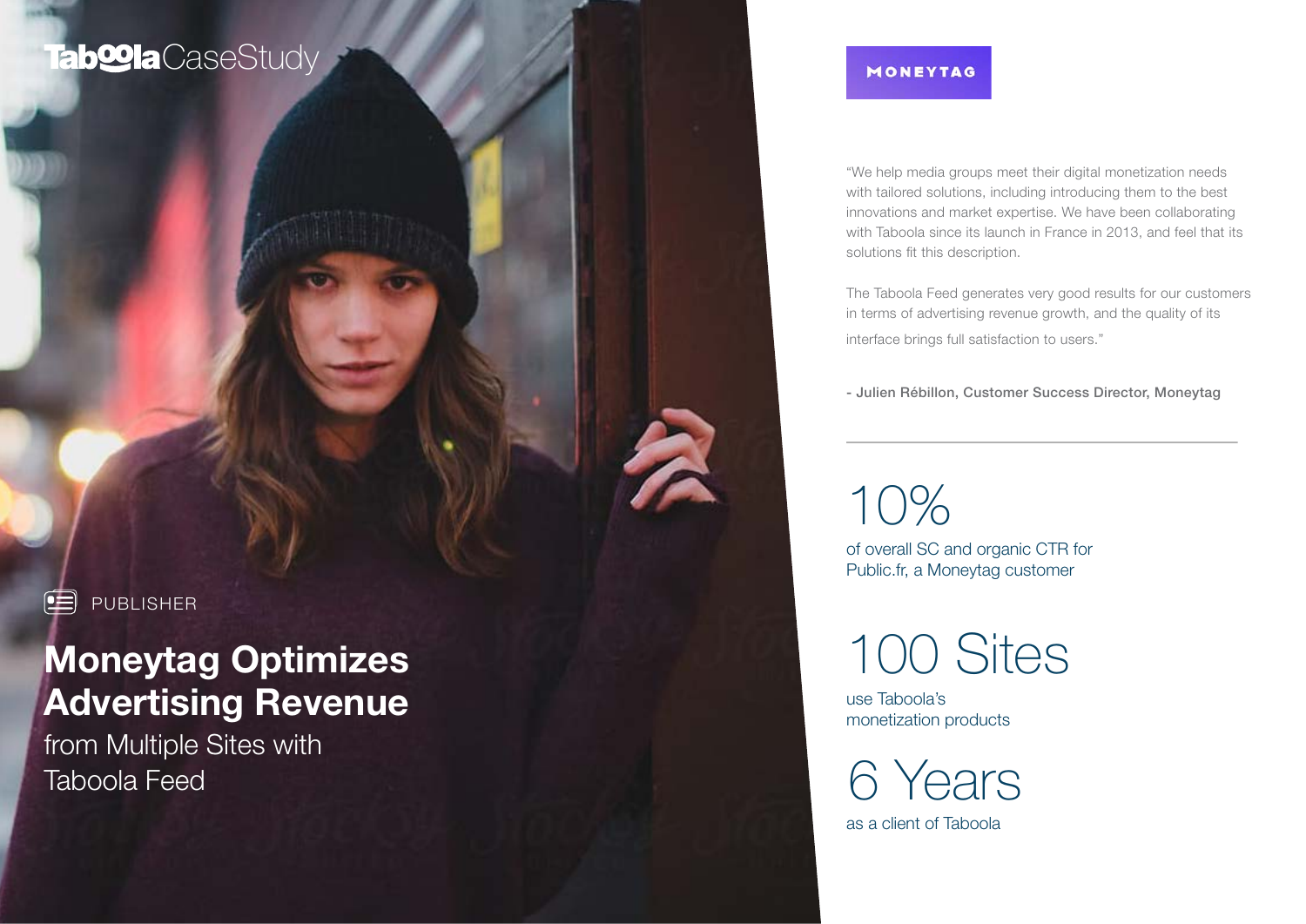Taboola CaseStudy

PUBLISHER

# Moneytag Optimizes Advertising Revenue

from Multiple Sites with Taboola Feed

MONEYTAG

"We help media groups meet their digital monetization needs with tailored solutions, including introducing them to the best innovations and market expertise. We have been collaborating with Taboola since its launch in France in 2013, and feel that its solutions fit this description.

The Taboola Feed generates very good results for our customers in terms of advertising revenue growth, and the quality of its interface brings full satisfaction to users."

**- Julien Rébillon, Customer Success Director, Moneytag**

---

10%

of overall SC and organic CTR for Public.fr, a Moneytag customer

100 Sites

use Taboola's monetization products

6 Years

as a client of Taboola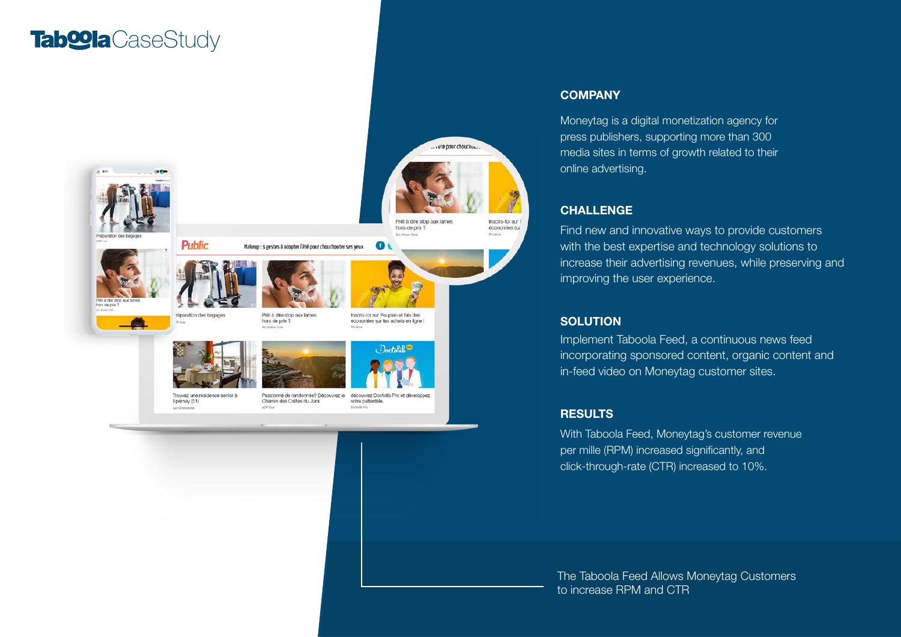# Taboola CaseStudy

## COMPANY

Moneytag is a digital monetization agency for press publishers, supporting more than 300 media sites in terms of growth related to their online advertising.

## CHALLENGE

Find new and innovative ways to provide customers with the best expertise and technology solutions to increase their advertising revenues, while preserving and improving the user experience.

## SOLUTION

Implement Taboola Feed, a continuous news feed incorporating sponsored content, organic content and in-feed video on Moneytag customer sites.

## RESULTS

With Taboola Feed, Moneytag's customer revenue per mille (RPM) increased significantly, and click-through-rate (CTR) increased to 10%.

The Taboola Feed Allows Moneytag Customers to increase RPM and CTR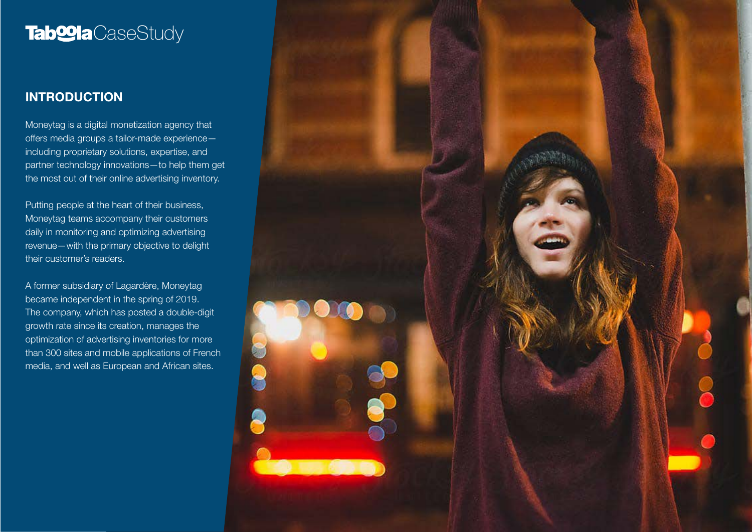**Taboola**CaseStudy

## INTRODUCTION

Moneytag is a digital monetization agency that offers media groups a tailor-made experience—including proprietary solutions, expertise, and partner technology innovations—to help them get the most out of their online advertising inventory.

Putting people at the heart of their business, Moneytag teams accompany their customers daily in monitoring and optimizing advertising revenue—with the primary objective to delight their customer's readers.

A former subsidiary of Lagardère, Moneytag became independent in the spring of 2019. The company, which has posted a double-digit growth rate since its creation, manages the optimization of advertising inventories for more than 300 sites and mobile applications of French media, and well as European and African sites.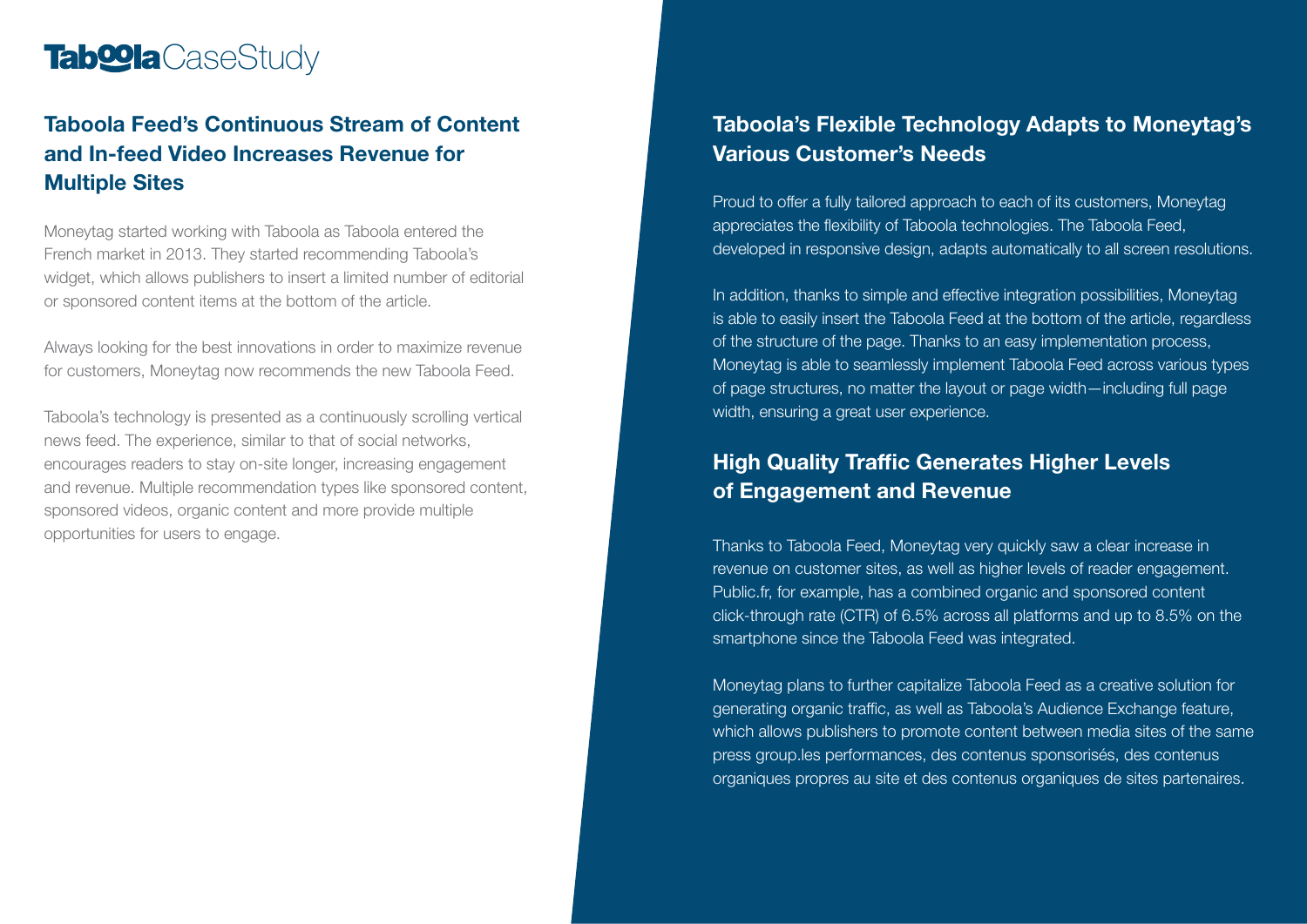# Taboola Case Study

## Taboola Feed's Continuous Stream of Content and In-feed Video Increases Revenue for Multiple Sites

Moneytag started working with Taboola as Taboola entered the French market in 2013. They started recommending Taboola's widget, which allows publishers to insert a limited number of editorial or sponsored content items at the bottom of the article.

Always looking for the best innovations in order to maximize revenue for customers, Moneytag now recommends the new Taboola Feed.

Taboola's technology is presented as a continuously scrolling vertical news feed. The experience, similar to that of social networks, encourages readers to stay on-site longer, increasing engagement and revenue. Multiple recommendation types like sponsored content, sponsored videos, organic content and more provide multiple opportunities for users to engage.

## Taboola's Flexible Technology Adapts to Moneytag's Various Customer's Needs

Proud to offer a fully tailored approach to each of its customers, Moneytag appreciates the flexibility of Taboola technologies. The Taboola Feed, developed in responsive design, adapts automatically to all screen resolutions.

In addition, thanks to simple and effective integration possibilities, Moneytag is able to easily insert the Taboola Feed at the bottom of the article, regardless of the structure of the page. Thanks to an easy implementation process, Moneytag is able to seamlessly implement Taboola Feed across various types of page structures, no matter the layout or page width—including full page width, ensuring a great user experience.

## High Quality Traffic Generates Higher Levels of Engagement and Revenue

Thanks to Taboola Feed, Moneytag very quickly saw a clear increase in revenue on customer sites, as well as higher levels of reader engagement. Public.fr, for example, has a combined organic and sponsored content click-through rate (CTR) of 6.5% across all platforms and up to 8.5% on the smartphone since the Taboola Feed was integrated.

Moneytag plans to further capitalize Taboola Feed as a creative solution for generating organic traffic, as well as Taboola's Audience Exchange feature, which allows publishers to promote content between media sites of the same press group.les performances, des contenus sponsorisés, des contenus organiques propres au site et des contenus organiques de sites partenaires.